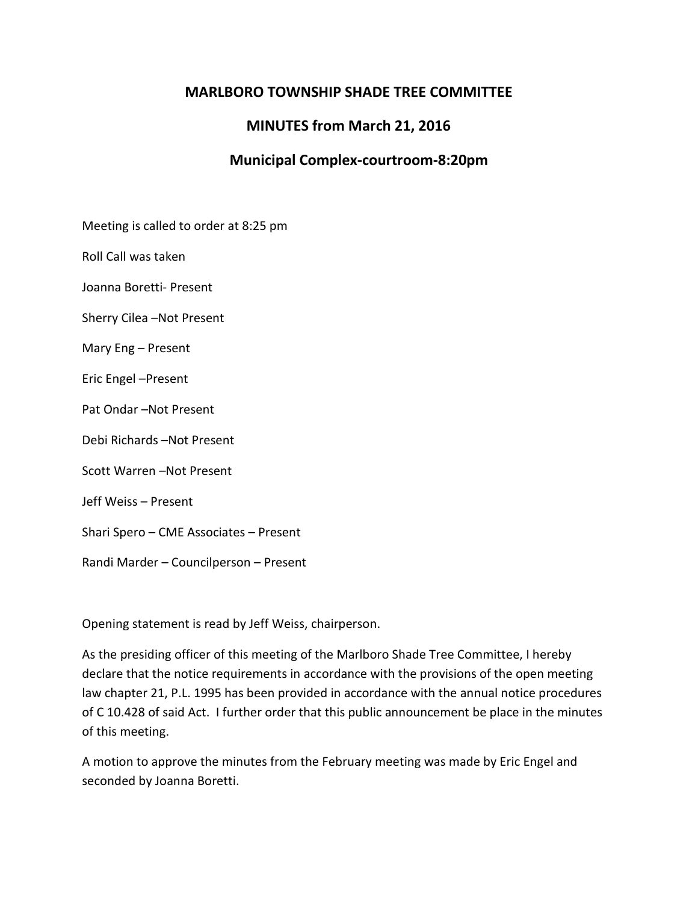# MARLBORO TOWNSHIP SHADE TREE COMMITTEE

## MINUTES from March 21, 2016

## Municipal Complex-courtroom-8:20pm

Meeting is called to order at 8:25 pm

Roll Call was taken

Joanna Boretti- Present

Sherry Cilea –Not Present

Mary Eng – Present

Eric Engel –Present

Pat Ondar –Not Present

Debi Richards –Not Present

Scott Warren –Not Present

Jeff Weiss – Present

Shari Spero – CME Associates – Present

Randi Marder – Councilperson – Present

Opening statement is read by Jeff Weiss, chairperson.

As the presiding officer of this meeting of the Marlboro Shade Tree Committee, I hereby declare that the notice requirements in accordance with the provisions of the open meeting law chapter 21, P.L. 1995 has been provided in accordance with the annual notice procedures of C 10.428 of said Act. I further order that this public announcement be place in the minutes of this meeting.

A motion to approve the minutes from the February meeting was made by Eric Engel and seconded by Joanna Boretti.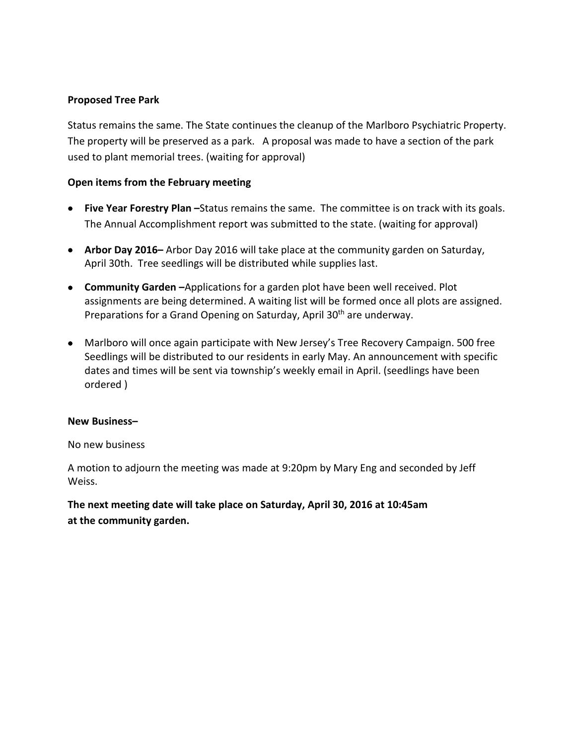**Proposed Tree Park**

Status remains the same. The State continues the cleanup of the Marlboro Psychiatric Property. The property will be preserved as a park. A proposal was made to have a section of the park used to plant memorial trees. (waiting for approval)

**Open items from the February meeting**

- **Five Year Forestry Plan –**Status remains the same. The committee is on track with its goals. The Annual Accomplishment report was submitted to the state. (waiting for approval)
- **Arbor Day 2016–** Arbor Day 2016 will take place at the community garden on Saturday, April 30th. Tree seedlings will be distributed while supplies last.
- **Community Garden –**Applications for a garden plot have been well received. Plot assignments are being determined. A waiting list will be formed once all plots are assigned. Preparations for a Grand Opening on Saturday, April 30th are underway.
- Marlboro will once again participate with New Jersey's Tree Recovery Campaign. 500 free Seedlings will be distributed to our residents in early May. An announcement with specific dates and times will be sent via township's weekly email in April. (seedlings have been ordered )

**New Business–**

No new business

A motion to adjourn the meeting was made at 9:20pm by Mary Eng and seconded by Jeff Weiss.

**The next meeting date will take place on Saturday, April 30, 2016 at 10:45am at the community garden.**